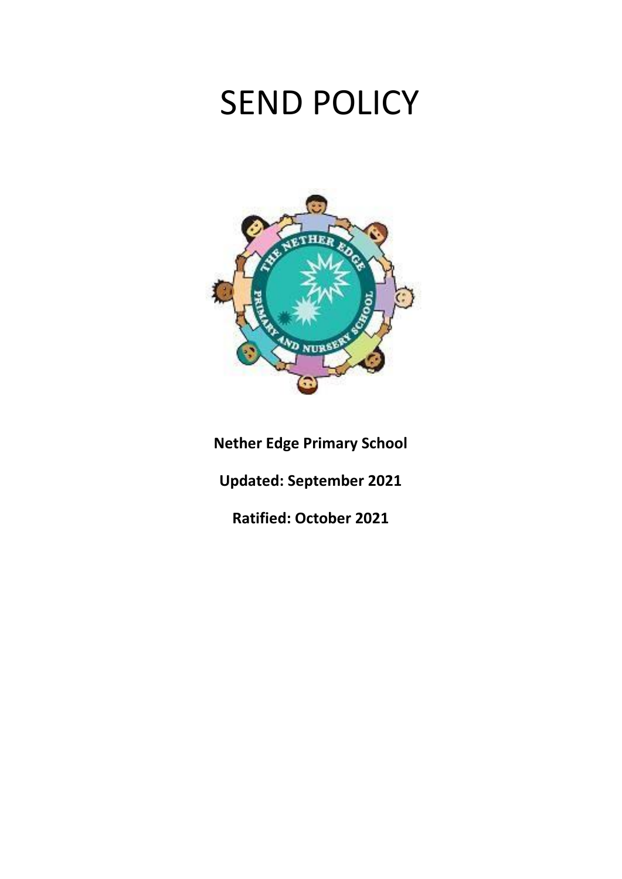# SEND POLICY

**Nether Edge Primary School**

**Updated: September 2021**

**Ratified: October 2021**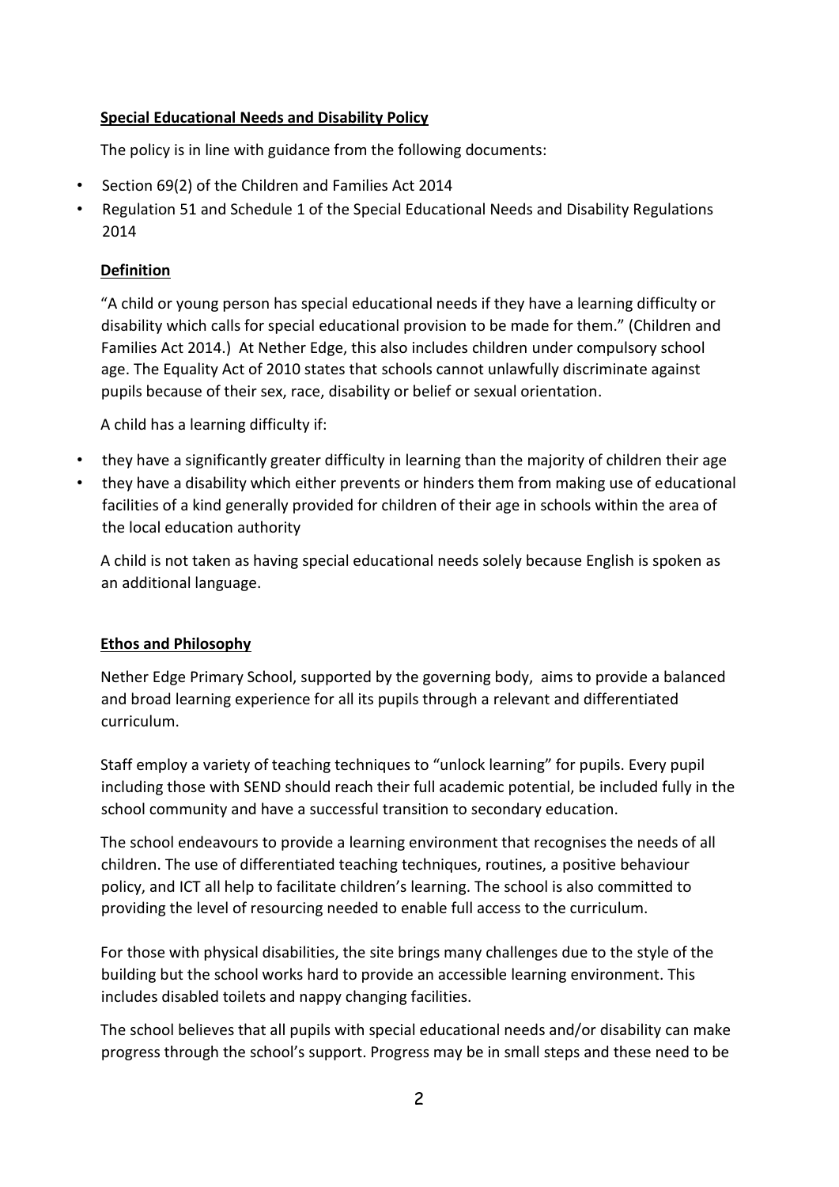## Special Educational Needs and Disability Policy

The policy is in line with guidance from the following documents:

- Section 69(2) of the Children and Families Act 2014
- Regulation 51 and Schedule 1 of the Special Educational Needs and Disability Regulations 2014

### Definition

"A child or young person has special educational needs if they have a learning difficulty or disability which calls for special educational provision to be made for them." (Children and Families Act 2014.) At Nether Edge, this also includes children under compulsory school age. The Equality Act of 2010 states that schools cannot unlawfully discriminate against pupils because of their sex, race, disability or belief or sexual orientation.

A child has a learning difficulty if:

- they have a significantly greater difficulty in learning than the majority of children their age
- they have a disability which either prevents or hinders them from making use of educational facilities of a kind generally provided for children of their age in schools within the area of the local education authority

A child is not taken as having special educational needs solely because English is spoken as an additional language.

### Ethos and Philosophy

Nether Edge Primary School, supported by the governing body, aims to provide a balanced and broad learning experience for all its pupils through a relevant and differentiated curriculum.

Staff employ a variety of teaching techniques to "unlock learning" for pupils. Every pupil including those with SEND should reach their full academic potential, be included fully in the school community and have a successful transition to secondary education.

The school endeavours to provide a learning environment that recognises the needs of all children. The use of differentiated teaching techniques, routines, a positive behaviour policy, and ICT all help to facilitate children's learning. The school is also committed to providing the level of resourcing needed to enable full access to the curriculum.

For those with physical disabilities, the site brings many challenges due to the style of the building but the school works hard to provide an accessible learning environment. This includes disabled toilets and nappy changing facilities.

The school believes that all pupils with special educational needs and/or disability can make progress through the school's support. Progress may be in small steps and these need to be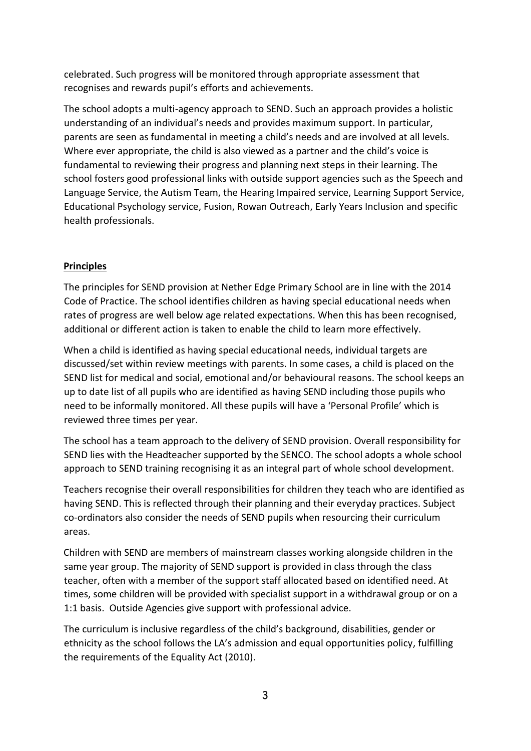celebrated. Such progress will be monitored through appropriate assessment that recognises and rewards pupil's efforts and achievements.

The school adopts a multi-agency approach to SEND. Such an approach provides a holistic understanding of an individual's needs and provides maximum support. In particular, parents are seen as fundamental in meeting a child's needs and are involved at all levels. Where ever appropriate, the child is also viewed as a partner and the child's voice is fundamental to reviewing their progress and planning next steps in their learning. The school fosters good professional links with outside support agencies such as the Speech and Language Service, the Autism Team, the Hearing Impaired service, Learning Support Service, Educational Psychology service, Fusion, Rowan Outreach, Early Years Inclusion and specific health professionals.

## Principles

The principles for SEND provision at Nether Edge Primary School are in line with the 2014 Code of Practice. The school identifies children as having special educational needs when rates of progress are well below age related expectations. When this has been recognised, additional or different action is taken to enable the child to learn more effectively.

When a child is identified as having special educational needs, individual targets are discussed/set within review meetings with parents. In some cases, a child is placed on the SEND list for medical and social, emotional and/or behavioural reasons. The school keeps an up to date list of all pupils who are identified as having SEND including those pupils who need to be informally monitored. All these pupils will have a 'Personal Profile' which is reviewed three times per year.

The school has a team approach to the delivery of SEND provision. Overall responsibility for SEND lies with the Headteacher supported by the SENCO. The school adopts a whole school approach to SEND training recognising it as an integral part of whole school development.

Teachers recognise their overall responsibilities for children they teach who are identified as having SEND. This is reflected through their planning and their everyday practices. Subject co-ordinators also consider the needs of SEND pupils when resourcing their curriculum areas.

Children with SEND are members of mainstream classes working alongside children in the same year group. The majority of SEND support is provided in class through the class teacher, often with a member of the support staff allocated based on identified need. At times, some children will be provided with specialist support in a withdrawal group or on a 1:1 basis. Outside Agencies give support with professional advice.

The curriculum is inclusive regardless of the child's background, disabilities, gender or ethnicity as the school follows the LA's admission and equal opportunities policy, fulfilling the requirements of the Equality Act (2010).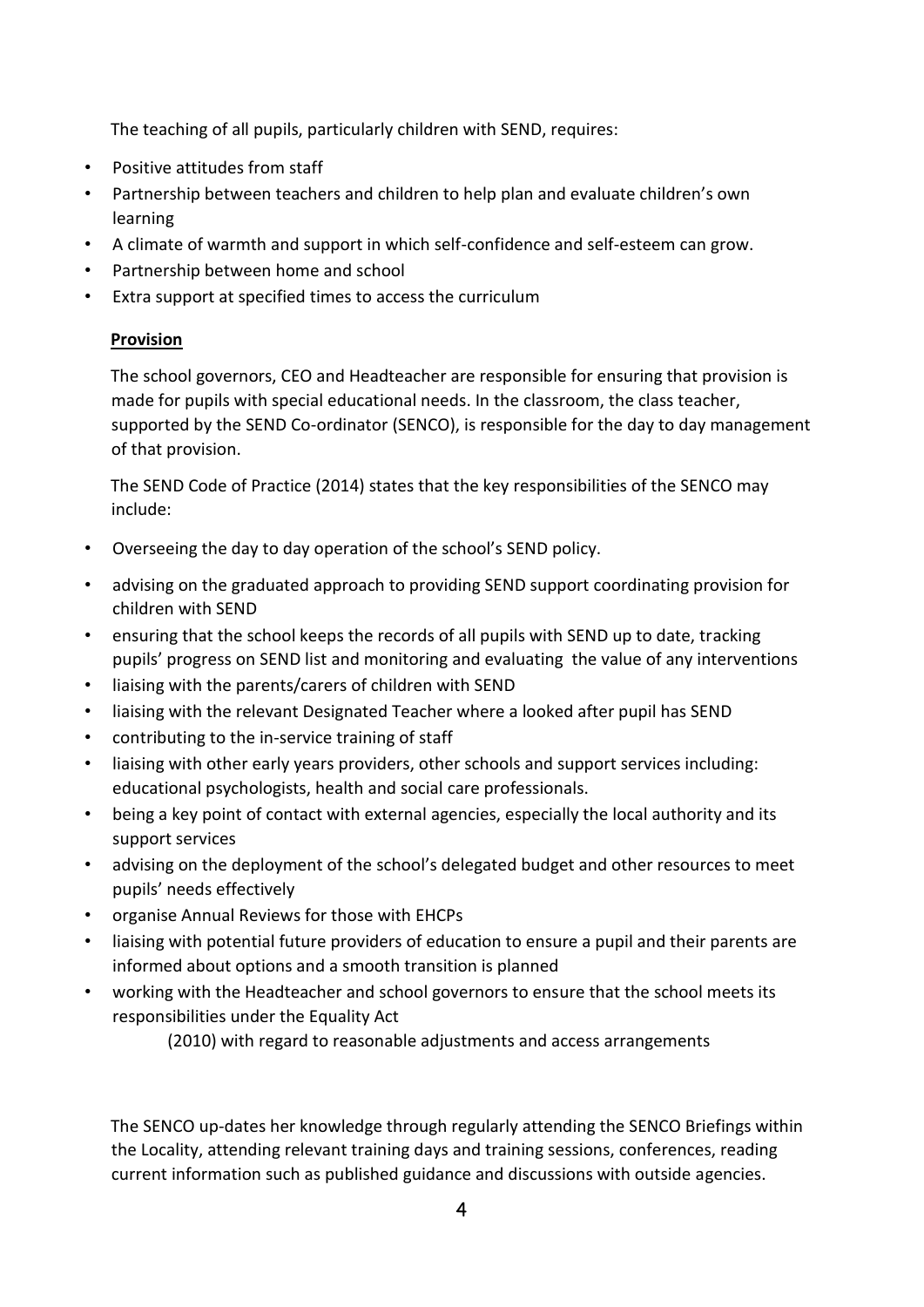The teaching of all pupils, particularly children with SEND, requires:

- Positive attitudes from staff
- Partnership between teachers and children to help plan and evaluate children's own learning
- A climate of warmth and support in which self-confidence and self-esteem can grow.
- Partnership between home and school
- Extra support at specified times to access the curriculum

**Provision**

The school governors, CEO and Headteacher are responsible for ensuring that provision is made for pupils with special educational needs. In the classroom, the class teacher, supported by the SEND Co-ordinator (SENCO), is responsible for the day to day management of that provision.

The SEND Code of Practice (2014) states that the key responsibilities of the SENCO may include:

- Overseeing the day to day operation of the school's SEND policy.
- advising on the graduated approach to providing SEND support coordinating provision for children with SEND
- ensuring that the school keeps the records of all pupils with SEND up to date, tracking pupils' progress on SEND list and monitoring and evaluating the value of any interventions
- liaising with the parents/carers of children with SEND
- liaising with the relevant Designated Teacher where a looked after pupil has SEND
- contributing to the in-service training of staff
- liaising with other early years providers, other schools and support services including: educational psychologists, health and social care professionals.
- being a key point of contact with external agencies, especially the local authority and its support services
- advising on the deployment of the school's delegated budget and other resources to meet pupils' needs effectively
- organise Annual Reviews for those with EHCPs
- liaising with potential future providers of education to ensure a pupil and their parents are informed about options and a smooth transition is planned
- working with the Headteacher and school governors to ensure that the school meets its responsibilities under the Equality Act (2010) with regard to reasonable adjustments and access arrangements

The SENCO up-dates her knowledge through regularly attending the SENCO Briefings within the Locality, attending relevant training days and training sessions, conferences, reading current information such as published guidance and discussions with outside agencies.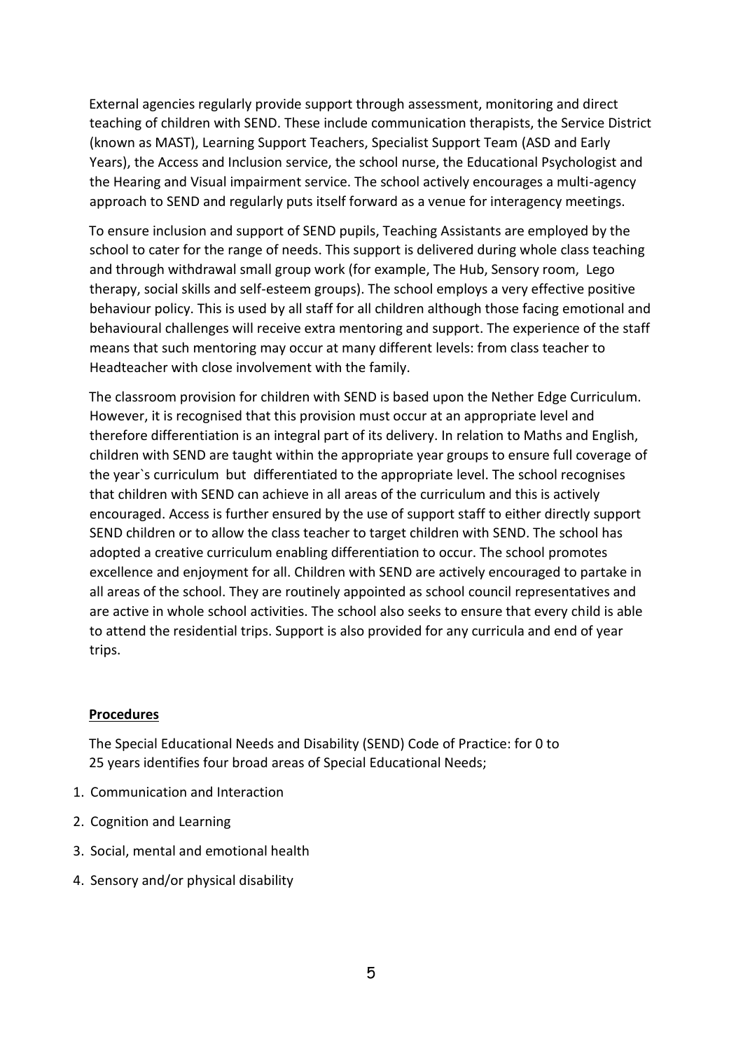External agencies regularly provide support through assessment, monitoring and direct teaching of children with SEND. These include communication therapists, the Service District (known as MAST), Learning Support Teachers, Specialist Support Team (ASD and Early Years), the Access and Inclusion service, the school nurse, the Educational Psychologist and the Hearing and Visual impairment service. The school actively encourages a multi-agency approach to SEND and regularly puts itself forward as a venue for interagency meetings.

To ensure inclusion and support of SEND pupils, Teaching Assistants are employed by the school to cater for the range of needs. This support is delivered during whole class teaching and through withdrawal small group work (for example, The Hub, Sensory room, Lego therapy, social skills and self-esteem groups). The school employs a very effective positive behaviour policy. This is used by all staff for all children although those facing emotional and behavioural challenges will receive extra mentoring and support. The experience of the staff means that such mentoring may occur at many different levels: from class teacher to Headteacher with close involvement with the family.

The classroom provision for children with SEND is based upon the Nether Edge Curriculum. However, it is recognised that this provision must occur at an appropriate level and therefore differentiation is an integral part of its delivery. In relation to Maths and English, children with SEND are taught within the appropriate year groups to ensure full coverage of the year`s curriculum but differentiated to the appropriate level. The school recognises that children with SEND can achieve in all areas of the curriculum and this is actively encouraged. Access is further ensured by the use of support staff to either directly support SEND children or to allow the class teacher to target children with SEND. The school has adopted a creative curriculum enabling differentiation to occur. The school promotes excellence and enjoyment for all. Children with SEND are actively encouraged to partake in all areas of the school. They are routinely appointed as school council representatives and are active in whole school activities. The school also seeks to ensure that every child is able to attend the residential trips. Support is also provided for any curricula and end of year trips.

**Procedures**

The Special Educational Needs and Disability (SEND) Code of Practice: for 0 to 25 years identifies four broad areas of Special Educational Needs;

1. Communication and Interaction
2. Cognition and Learning
3. Social, mental and emotional health
4. Sensory and/or physical disability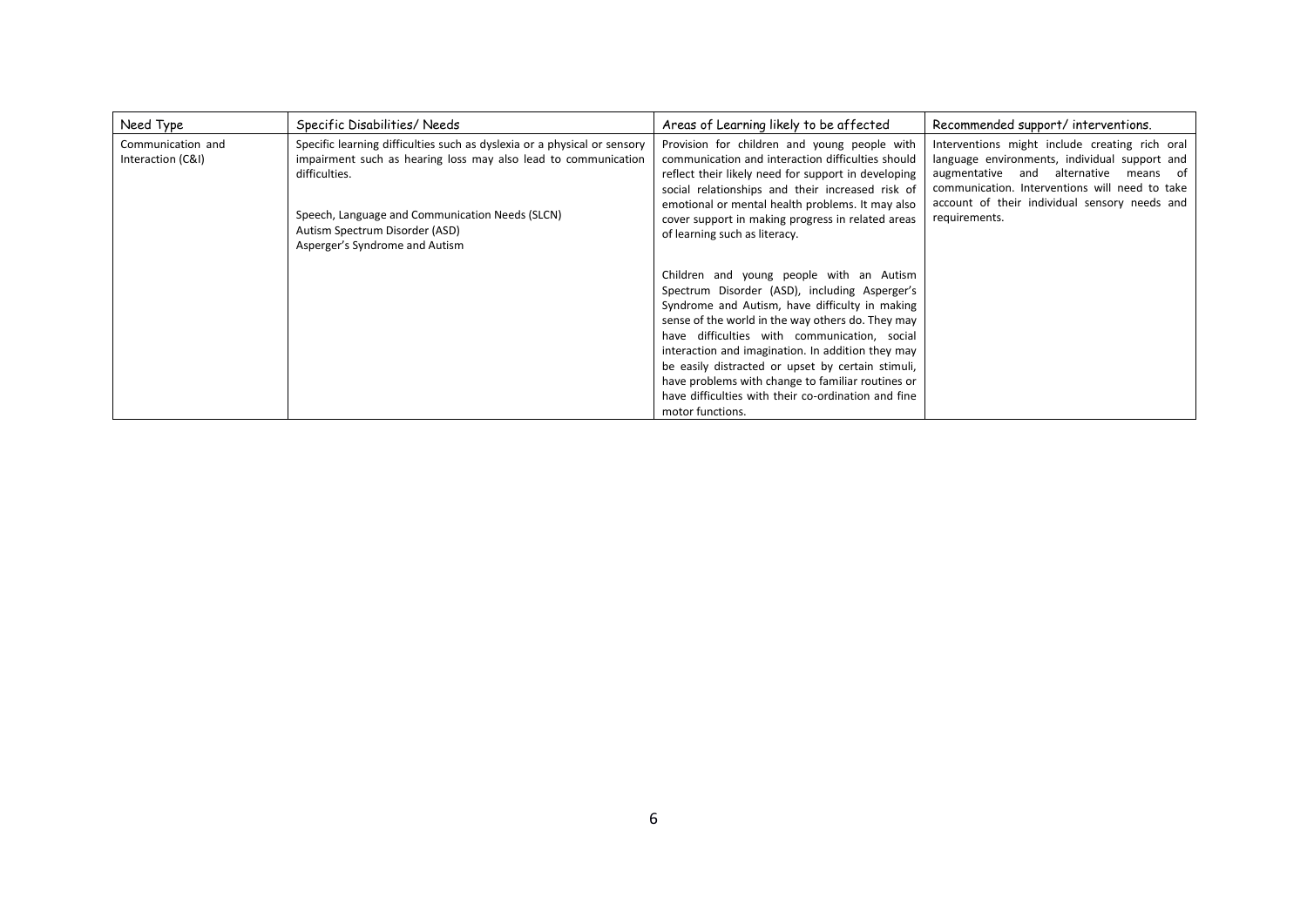| Need Type | Specific Disabilities/ Needs | Areas of Learning likely to be affected | Recommended support/ interventions. |
|---|---|---|---|
| Communication and Interaction (C&I) | Specific learning difficulties such as dyslexia or a physical or sensory impairment such as hearing loss may also lead to communication difficulties.<br><br>Speech, Language and Communication Needs (SLCN)<br>Autism Spectrum Disorder (ASD)<br>Asperger's Syndrome and Autism | Provision for children and young people with communication and interaction difficulties should reflect their likely need for support in developing social relationships and their increased risk of emotional or mental health problems. It may also cover support in making progress in related areas of learning such as literacy.<br><br>Children and young people with an Autism Spectrum Disorder (ASD), including Asperger's Syndrome and Autism, have difficulty in making sense of the world in the way others do. They may have difficulties with communication, social interaction and imagination. In addition they may be easily distracted or upset by certain stimuli, have problems with change to familiar routines or have difficulties with their co-ordination and fine motor functions. | Interventions might include creating rich oral language environments, individual support and augmentative and alternative means of communication. Interventions will need to take account of their individual sensory needs and requirements. |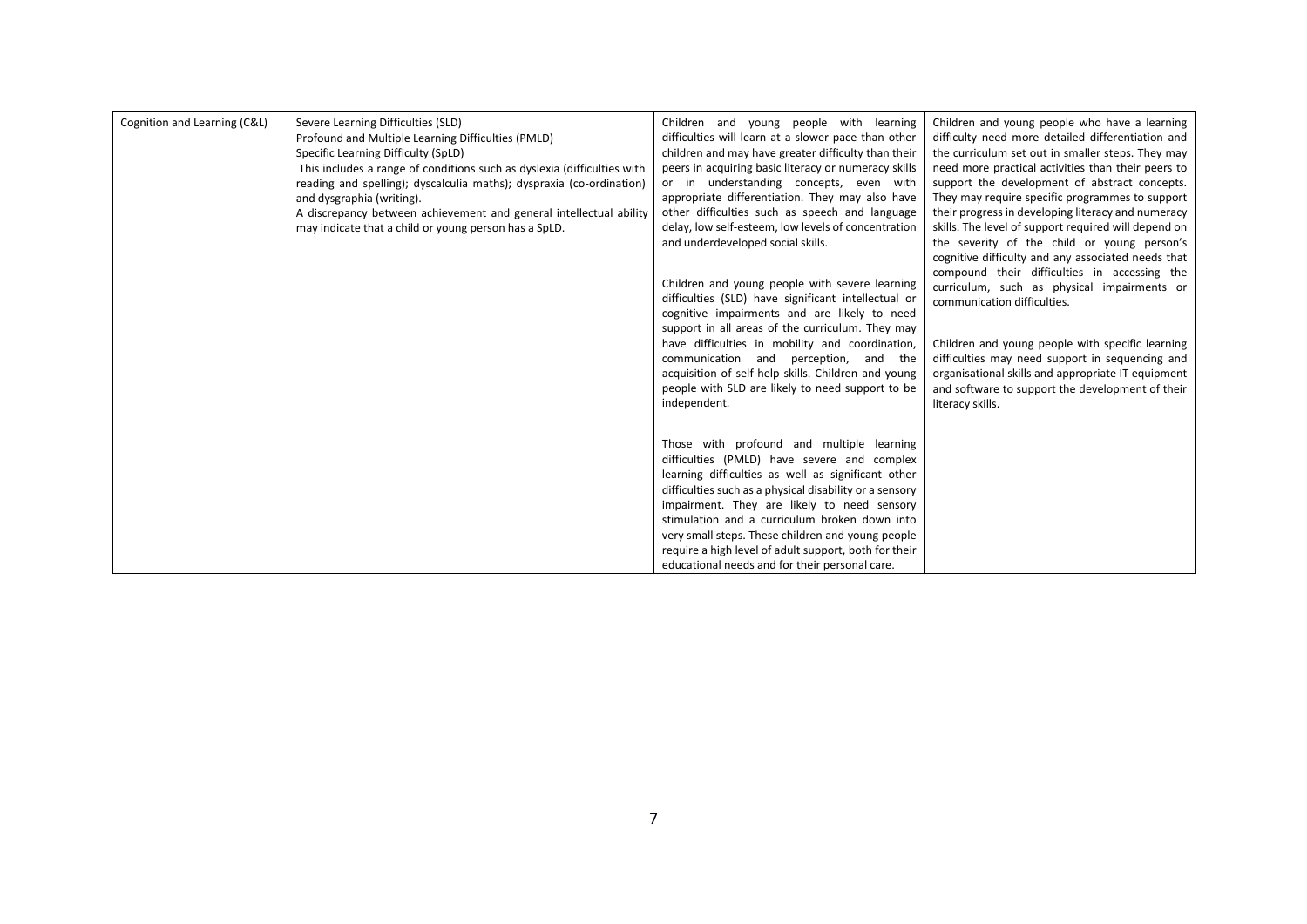| Cognition and Learning (C&L) | Severe Learning Difficulties (SLD)<br>Profound and Multiple Learning Difficulties (PMLD)<br>Specific Learning Difficulty (SpLD)<br>This includes a range of conditions such as dyslexia (difficulties with reading and spelling); dyscalculia maths); dyspraxia (co-ordination) and dysgraphia (writing).<br>A discrepancy between achievement and general intellectual ability may indicate that a child or young person has a SpLD. | Children and young people with learning difficulties will learn at a slower pace than other children and may have greater difficulty than their peers in acquiring basic literacy or numeracy skills or in understanding concepts, even with appropriate differentiation. They may also have other difficulties such as speech and language delay, low self-esteem, low levels of concentration and underdeveloped social skills.<br><br>Children and young people with severe learning difficulties (SLD) have significant intellectual or cognitive impairments and are likely to need support in all areas of the curriculum. They may have difficulties in mobility and coordination, communication and perception, and the acquisition of self-help skills. Children and young people with SLD are likely to need support to be independent.<br><br>Those with profound and multiple learning difficulties (PMLD) have severe and complex learning difficulties as well as significant other difficulties such as a physical disability or a sensory impairment. They are likely to need sensory stimulation and a curriculum broken down into very small steps. These children and young people require a high level of adult support, both for their educational needs and for their personal care. | Children and young people who have a learning difficulty need more detailed differentiation and the curriculum set out in smaller steps. They may need more practical activities than their peers to support the development of abstract concepts. They may require specific programmes to support their progress in developing literacy and numeracy skills. The level of support required will depend on the severity of the child or young person's cognitive difficulty and any associated needs that compound their difficulties in accessing the curriculum, such as physical impairments or communication difficulties.<br><br>Children and young people with specific learning difficulties may need support in sequencing and organisational skills and appropriate IT equipment and software to support the development of their literacy skills. |
|---|---|---|---|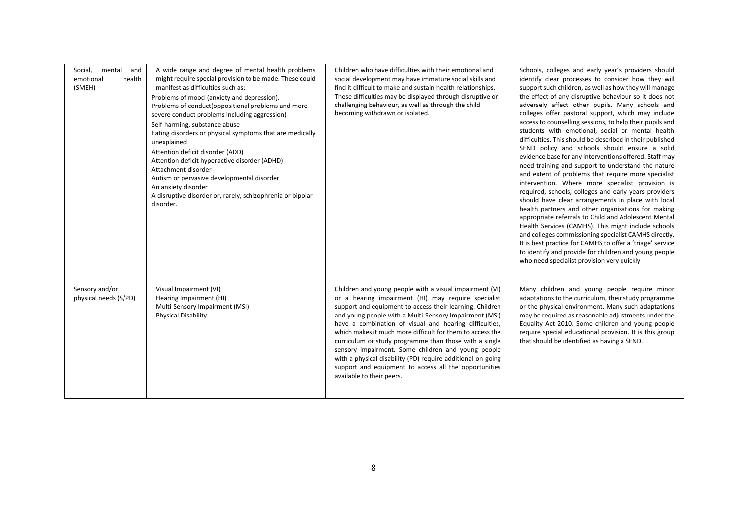| Social, mental and emotional health (SMEH) | A wide range and degree of mental health problems might require special provision to be made. These could manifest as difficulties such as;<br>Problems of mood-(anxiety and depression).<br>Problems of conduct(oppositional problems and more severe conduct problems including aggression)<br>Self-harming, substance abuse<br>Eating disorders or physical symptoms that are medically unexplained<br>Attention deficit disorder (ADD)<br>Attention deficit hyperactive disorder (ADHD)<br>Attachment disorder<br>Autism or pervasive developmental disorder<br>An anxiety disorder<br>A disruptive disorder or, rarely, schizophrenia or bipolar disorder. | Children who have difficulties with their emotional and social development may have immature social skills and find it difficult to make and sustain health relationships. These difficulties may be displayed through disruptive or challenging behaviour, as well as through the child becoming withdrawn or isolated. | Schools, colleges and early year's providers should identify clear processes to consider how they will support such children, as well as how they will manage the effect of any disruptive behaviour so it does not adversely affect other pupils. Many schools and colleges offer pastoral support, which may include access to counselling sessions, to help their pupils and students with emotional, social or mental health difficulties. This should be described in their published SEND policy and schools should ensure a solid evidence base for any interventions offered. Staff may need training and support to understand the nature and extent of problems that require more specialist intervention. Where more specialist provision is required, schools, colleges and early years providers should have clear arrangements in place with local health partners and other organisations for making appropriate referrals to Child and Adolescent Mental Health Services (CAMHS). This might include schools and colleges commissioning specialist CAMHS directly. It is best practice for CAMHS to offer a 'triage' service to identify and provide for children and young people who need specialist provision very quickly |
|---|---|---|---|
| Sensory and/or physical needs (S/PD) | Visual Impairment (VI)<br>Hearing Impairment (HI)<br>Multi-Sensory Impairment (MSI)<br>Physical Disability | Children and young people with a visual impairment (VI) or a hearing impairment (HI) may require specialist support and equipment to access their learning. Children and young people with a Multi-Sensory Impairment (MSI) have a combination of visual and hearing difficulties, which makes it much more difficult for them to access the curriculum or study programme than those with a single sensory impairment. Some children and young people with a physical disability (PD) require additional on-going support and equipment to access all the opportunities available to their peers. | Many children and young people require minor adaptations to the curriculum, their study programme or the physical environment. Many such adaptations may be required as reasonable adjustments under the Equality Act 2010. Some children and young people require special educational provision. It is this group that should be identified as having a SEND. |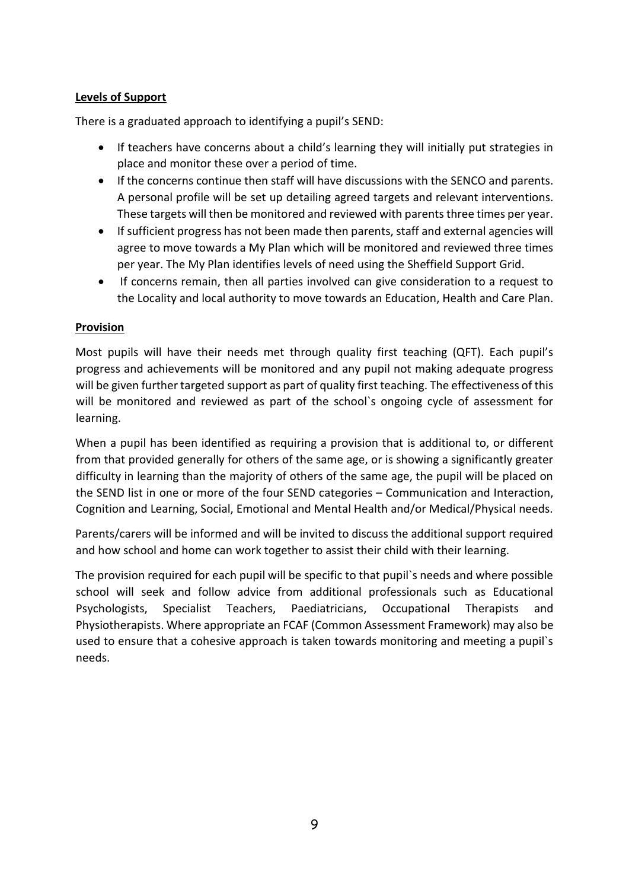**Levels of Support**

There is a graduated approach to identifying a pupil's SEND:

- If teachers have concerns about a child's learning they will initially put strategies in place and monitor these over a period of time.
- If the concerns continue then staff will have discussions with the SENCO and parents. A personal profile will be set up detailing agreed targets and relevant interventions. These targets will then be monitored and reviewed with parents three times per year.
- If sufficient progress has not been made then parents, staff and external agencies will agree to move towards a My Plan which will be monitored and reviewed three times per year. The My Plan identifies levels of need using the Sheffield Support Grid.
- If concerns remain, then all parties involved can give consideration to a request to the Locality and local authority to move towards an Education, Health and Care Plan.

**Provision**

Most pupils will have their needs met through quality first teaching (QFT). Each pupil's progress and achievements will be monitored and any pupil not making adequate progress will be given further targeted support as part of quality first teaching. The effectiveness of this will be monitored and reviewed as part of the school`s ongoing cycle of assessment for learning.

When a pupil has been identified as requiring a provision that is additional to, or different from that provided generally for others of the same age, or is showing a significantly greater difficulty in learning than the majority of others of the same age, the pupil will be placed on the SEND list in one or more of the four SEND categories – Communication and Interaction, Cognition and Learning, Social, Emotional and Mental Health and/or Medical/Physical needs.

Parents/carers will be informed and will be invited to discuss the additional support required and how school and home can work together to assist their child with their learning.

The provision required for each pupil will be specific to that pupil`s needs and where possible school will seek and follow advice from additional professionals such as Educational Psychologists, Specialist Teachers, Paediatricians, Occupational Therapists and Physiotherapists. Where appropriate an FCAF (Common Assessment Framework) may also be used to ensure that a cohesive approach is taken towards monitoring and meeting a pupil`s needs.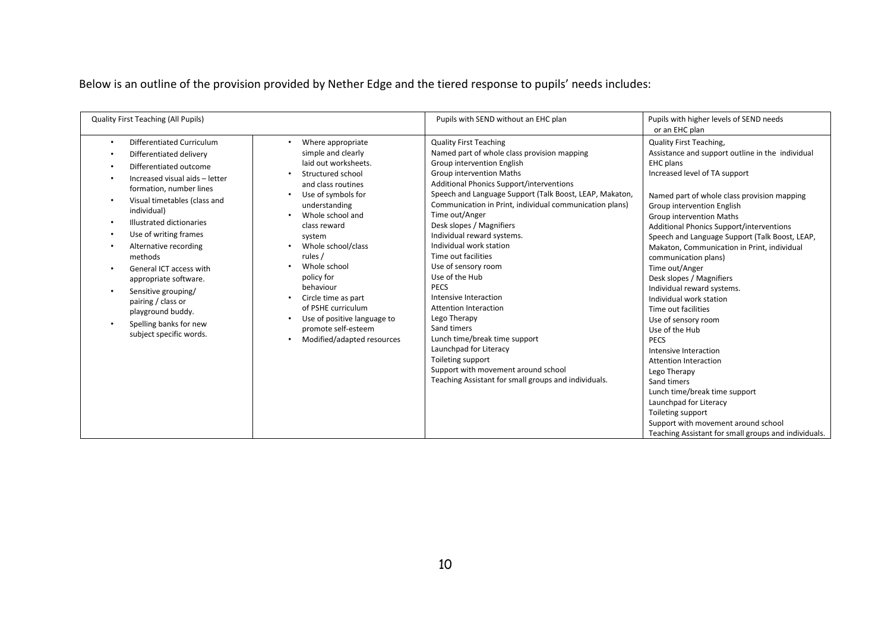Below is an outline of the provision provided by Nether Edge and the tiered response to pupils' needs includes:

| Quality First Teaching (All Pupils) | | Pupils with SEND without an EHC plan | Pupils with higher levels of SEND needs or an EHC plan |
|---|---|---|---|
| • Differentiated Curriculum<br>• Differentiated delivery<br>• Differentiated outcome<br>• Increased visual aids – letter formation, number lines<br>• Visual timetables (class and individual)<br>• Illustrated dictionaries<br>• Use of writing frames<br>• Alternative recording methods<br>• General ICT access with appropriate software.<br>• Sensitive grouping/ pairing / class or playground buddy.<br>• Spelling banks for new subject specific words. | • Where appropriate simple and clearly laid out worksheets.<br>• Structured school and class routines<br>• Use of symbols for understanding<br>• Whole school and class reward system<br>• Whole school/class rules /<br>• Whole school policy for behaviour<br>• Circle time as part of PSHE curriculum<br>• Use of positive language to promote self-esteem<br>• Modified/adapted resources | Quality First Teaching<br>Named part of whole class provision mapping<br>Group intervention English<br>Group intervention Maths<br>Additional Phonics Support/interventions<br>Speech and Language Support (Talk Boost, LEAP, Makaton, Communication in Print, individual communication plans)<br>Time out/Anger<br>Desk slopes / Magnifiers<br>Individual reward systems.<br>Individual work station<br>Time out facilities<br>Use of sensory room<br>Use of the Hub<br>PECS<br>Intensive Interaction<br>Attention Interaction<br>Lego Therapy<br>Sand timers<br>Lunch time/break time support<br>Launchpad for Literacy<br>Toileting support<br>Support with movement around school<br>Teaching Assistant for small groups and individuals. | Quality First Teaching,<br>Assistance and support outline in the individual EHC plans<br>Increased level of TA support<br><br>Named part of whole class provision mapping<br>Group intervention English<br>Group intervention Maths<br>Additional Phonics Support/interventions<br>Speech and Language Support (Talk Boost, LEAP, Makaton, Communication in Print, individual communication plans)<br>Time out/Anger<br>Desk slopes / Magnifiers<br>Individual reward systems.<br>Individual work station<br>Time out facilities<br>Use of sensory room<br>Use of the Hub<br>PECS<br>Intensive Interaction<br>Attention Interaction<br>Lego Therapy<br>Sand timers<br>Lunch time/break time support<br>Launchpad for Literacy<br>Toileting support<br>Support with movement around school<br>Teaching Assistant for small groups and individuals. |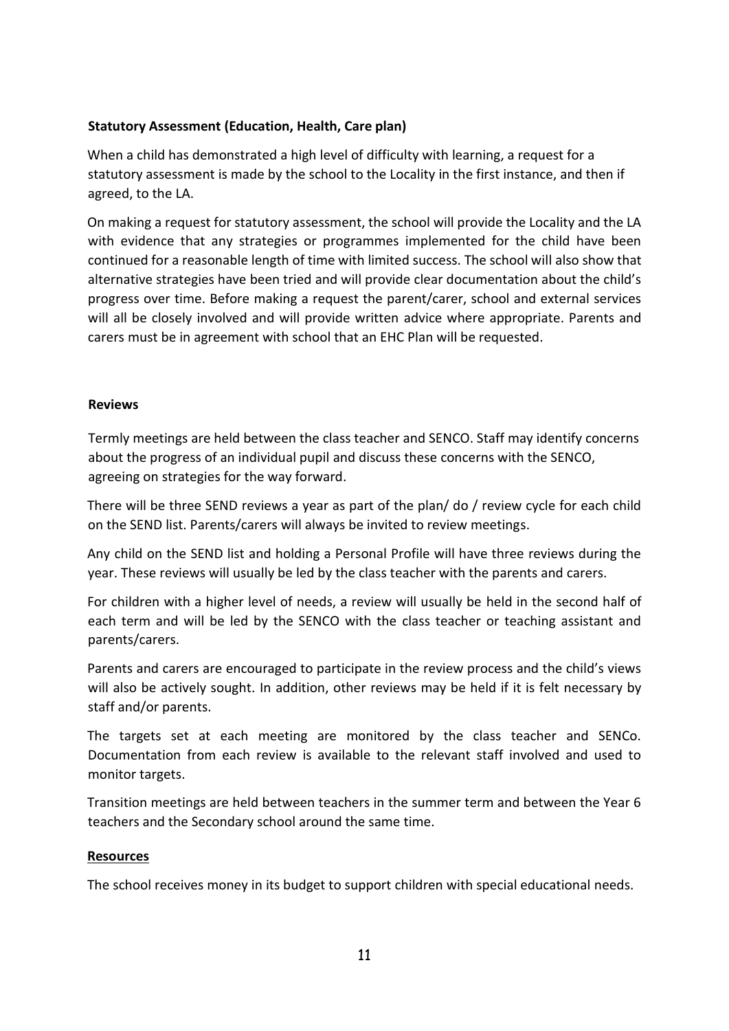**Statutory Assessment (Education, Health, Care plan)**

When a child has demonstrated a high level of difficulty with learning, a request for a statutory assessment is made by the school to the Locality in the first instance, and then if agreed, to the LA.

On making a request for statutory assessment, the school will provide the Locality and the LA with evidence that any strategies or programmes implemented for the child have been continued for a reasonable length of time with limited success. The school will also show that alternative strategies have been tried and will provide clear documentation about the child's progress over time. Before making a request the parent/carer, school and external services will all be closely involved and will provide written advice where appropriate. Parents and carers must be in agreement with school that an EHC Plan will be requested.

**Reviews**

Termly meetings are held between the class teacher and SENCO. Staff may identify concerns about the progress of an individual pupil and discuss these concerns with the SENCO, agreeing on strategies for the way forward.

There will be three SEND reviews a year as part of the plan/ do / review cycle for each child on the SEND list. Parents/carers will always be invited to review meetings.

Any child on the SEND list and holding a Personal Profile will have three reviews during the year. These reviews will usually be led by the class teacher with the parents and carers.

For children with a higher level of needs, a review will usually be held in the second half of each term and will be led by the SENCO with the class teacher or teaching assistant and parents/carers.

Parents and carers are encouraged to participate in the review process and the child's views will also be actively sought. In addition, other reviews may be held if it is felt necessary by staff and/or parents.

The targets set at each meeting are monitored by the class teacher and SENCo. Documentation from each review is available to the relevant staff involved and used to monitor targets.

Transition meetings are held between teachers in the summer term and between the Year 6 teachers and the Secondary school around the same time.

**Resources**

The school receives money in its budget to support children with special educational needs.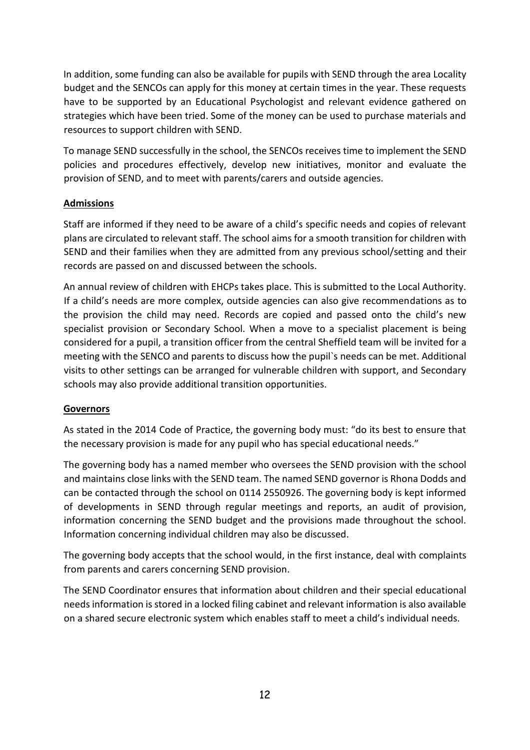In addition, some funding can also be available for pupils with SEND through the area Locality budget and the SENCOs can apply for this money at certain times in the year. These requests have to be supported by an Educational Psychologist and relevant evidence gathered on strategies which have been tried. Some of the money can be used to purchase materials and resources to support children with SEND.

To manage SEND successfully in the school, the SENCOs receives time to implement the SEND policies and procedures effectively, develop new initiatives, monitor and evaluate the provision of SEND, and to meet with parents/carers and outside agencies.

**Admissions**

Staff are informed if they need to be aware of a child's specific needs and copies of relevant plans are circulated to relevant staff. The school aims for a smooth transition for children with SEND and their families when they are admitted from any previous school/setting and their records are passed on and discussed between the schools.

An annual review of children with EHCPs takes place. This is submitted to the Local Authority. If a child's needs are more complex, outside agencies can also give recommendations as to the provision the child may need. Records are copied and passed onto the child's new specialist provision or Secondary School. When a move to a specialist placement is being considered for a pupil, a transition officer from the central Sheffield team will be invited for a meeting with the SENCO and parents to discuss how the pupil`s needs can be met. Additional visits to other settings can be arranged for vulnerable children with support, and Secondary schools may also provide additional transition opportunities.

**Governors**

As stated in the 2014 Code of Practice, the governing body must: "do its best to ensure that the necessary provision is made for any pupil who has special educational needs."

The governing body has a named member who oversees the SEND provision with the school and maintains close links with the SEND team. The named SEND governor is Rhona Dodds and can be contacted through the school on 0114 2550926. The governing body is kept informed of developments in SEND through regular meetings and reports, an audit of provision, information concerning the SEND budget and the provisions made throughout the school. Information concerning individual children may also be discussed.

The governing body accepts that the school would, in the first instance, deal with complaints from parents and carers concerning SEND provision.

The SEND Coordinator ensures that information about children and their special educational needs information is stored in a locked filing cabinet and relevant information is also available on a shared secure electronic system which enables staff to meet a child's individual needs.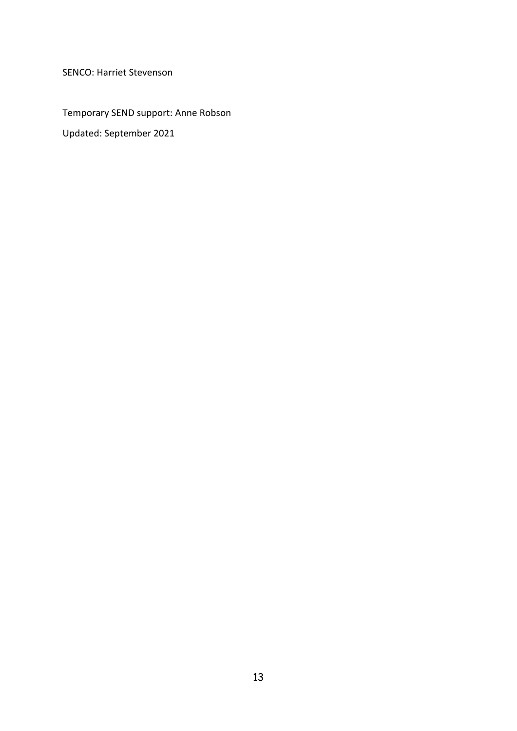SENCO: Harriet Stevenson

Temporary SEND support: Anne Robson

Updated: September 2021